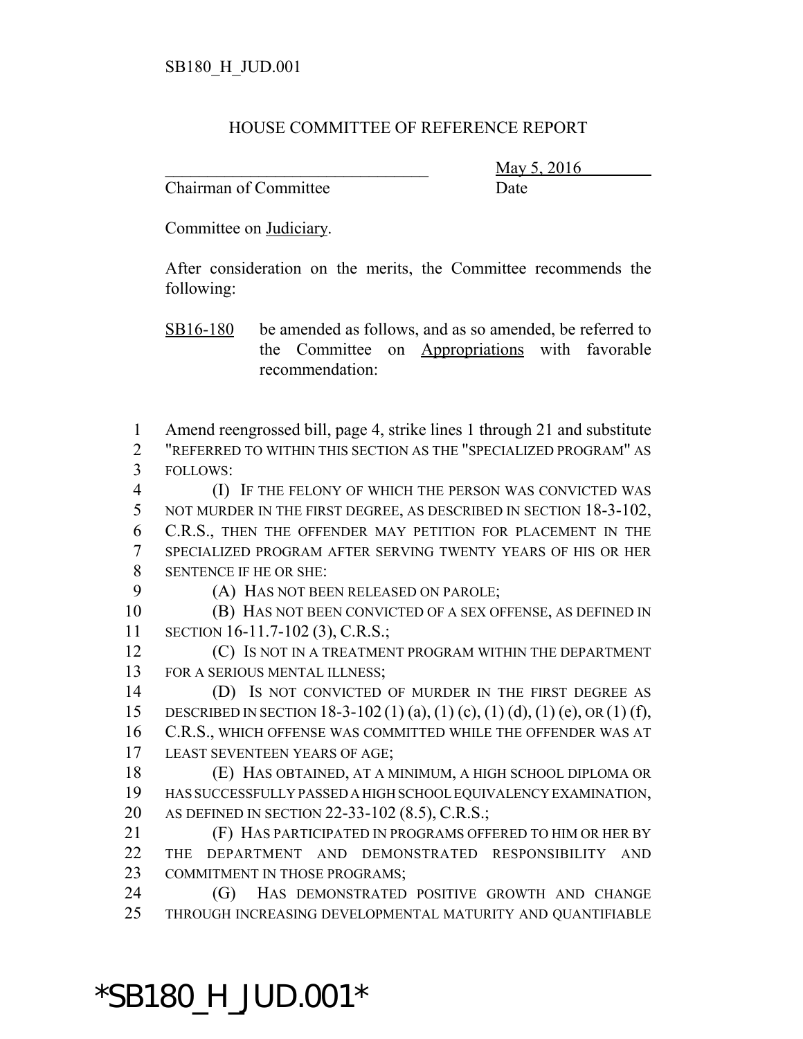SB180_H_JUD.001

HOUSE COMMITTEE OF REFERENCE REPORT

________________________________ May 5, 2016
Chairman of Committee Date

Committee on Judiciary.

After consideration on the merits, the Committee recommends the following:

SB16-180 be amended as follows, and as so amended, be referred to the Committee on Appropriations with favorable recommendation:

1 Amend reengrossed bill, page 4, strike lines 1 through 21 and substitute
2 "REFERRED TO WITHIN THIS SECTION AS THE "SPECIALIZED PROGRAM" AS
3 FOLLOWS:
4 (I) IF THE FELONY OF WHICH THE PERSON WAS CONVICTED WAS
5 NOT MURDER IN THE FIRST DEGREE, AS DESCRIBED IN SECTION 18-3-102,
6 C.R.S., THEN THE OFFENDER MAY PETITION FOR PLACEMENT IN THE
7 SPECIALIZED PROGRAM AFTER SERVING TWENTY YEARS OF HIS OR HER
8 SENTENCE IF HE OR SHE:
9 (A) HAS NOT BEEN RELEASED ON PAROLE;
10 (B) HAS NOT BEEN CONVICTED OF A SEX OFFENSE, AS DEFINED IN
11 SECTION 16-11.7-102 (3), C.R.S.;
12 (C) IS NOT IN A TREATMENT PROGRAM WITHIN THE DEPARTMENT
13 FOR A SERIOUS MENTAL ILLNESS;
14 (D) IS NOT CONVICTED OF MURDER IN THE FIRST DEGREE AS
15 DESCRIBED IN SECTION 18-3-102 (1) (a), (1) (c), (1) (d), (1) (e), OR (1) (f),
16 C.R.S., WHICH OFFENSE WAS COMMITTED WHILE THE OFFENDER WAS AT
17 LEAST SEVENTEEN YEARS OF AGE;
18 (E) HAS OBTAINED, AT A MINIMUM, A HIGH SCHOOL DIPLOMA OR
19 HAS SUCCESSFULLY PASSED A HIGH SCHOOL EQUIVALENCY EXAMINATION,
20 AS DEFINED IN SECTION 22-33-102 (8.5), C.R.S.;
21 (F) HAS PARTICIPATED IN PROGRAMS OFFERED TO HIM OR HER BY
22 THE DEPARTMENT AND DEMONSTRATED RESPONSIBILITY AND
23 COMMITMENT IN THOSE PROGRAMS;
24 (G) HAS DEMONSTRATED POSITIVE GROWTH AND CHANGE
25 THROUGH INCREASING DEVELOPMENTAL MATURITY AND QUANTIFIABLE

*SB180_H_JUD.001*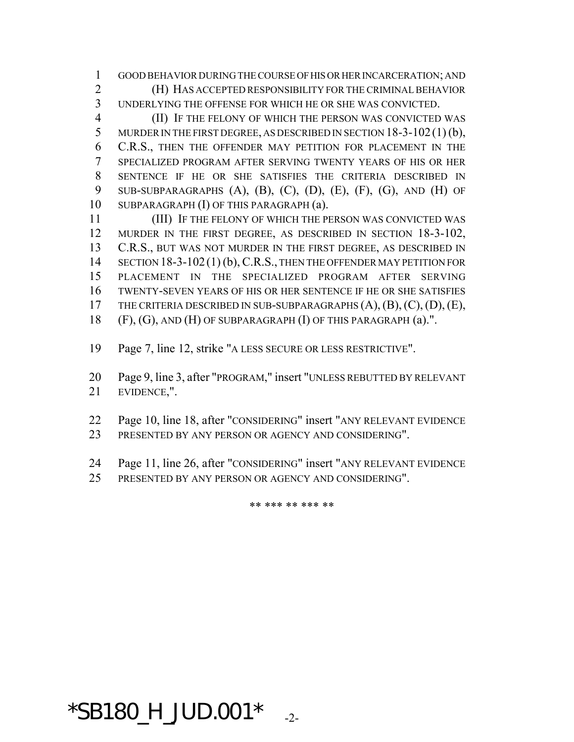GOOD BEHAVIOR DURING THE COURSE OF HIS OR HER INCARCERATION; AND

(H) HAS ACCEPTED RESPONSIBILITY FOR THE CRIMINAL BEHAVIOR UNDERLYING THE OFFENSE FOR WHICH HE OR SHE WAS CONVICTED.

(II) IF THE FELONY OF WHICH THE PERSON WAS CONVICTED WAS MURDER IN THE FIRST DEGREE, AS DESCRIBED IN SECTION 18-3-102 (1) (b), C.R.S., THEN THE OFFENDER MAY PETITION FOR PLACEMENT IN THE SPECIALIZED PROGRAM AFTER SERVING TWENTY YEARS OF HIS OR HER SENTENCE IF HE OR SHE SATISFIES THE CRITERIA DESCRIBED IN SUB-SUBPARAGRAPHS (A), (B), (C), (D), (E), (F), (G), AND (H) OF SUBPARAGRAPH (I) OF THIS PARAGRAPH (a).

(III) IF THE FELONY OF WHICH THE PERSON WAS CONVICTED WAS MURDER IN THE FIRST DEGREE, AS DESCRIBED IN SECTION 18-3-102, C.R.S., BUT WAS NOT MURDER IN THE FIRST DEGREE, AS DESCRIBED IN SECTION 18-3-102 (1) (b), C.R.S., THEN THE OFFENDER MAY PETITION FOR PLACEMENT IN THE SPECIALIZED PROGRAM AFTER SERVING TWENTY-SEVEN YEARS OF HIS OR HER SENTENCE IF HE OR SHE SATISFIES THE CRITERIA DESCRIBED IN SUB-SUBPARAGRAPHS (A), (B), (C), (D), (E), (F), (G), AND (H) OF SUBPARAGRAPH (I) OF THIS PARAGRAPH (a).".

Page 7, line 12, strike "A LESS SECURE OR LESS RESTRICTIVE".

Page 9, line 3, after "PROGRAM," insert "UNLESS REBUTTED BY RELEVANT EVIDENCE,".

Page 10, line 18, after "CONSIDERING" insert "ANY RELEVANT EVIDENCE PRESENTED BY ANY PERSON OR AGENCY AND CONSIDERING".

Page 11, line 26, after "CONSIDERING" insert "ANY RELEVANT EVIDENCE PRESENTED BY ANY PERSON OR AGENCY AND CONSIDERING".

** *** ** *** **

*SB180_H_JUD.001*